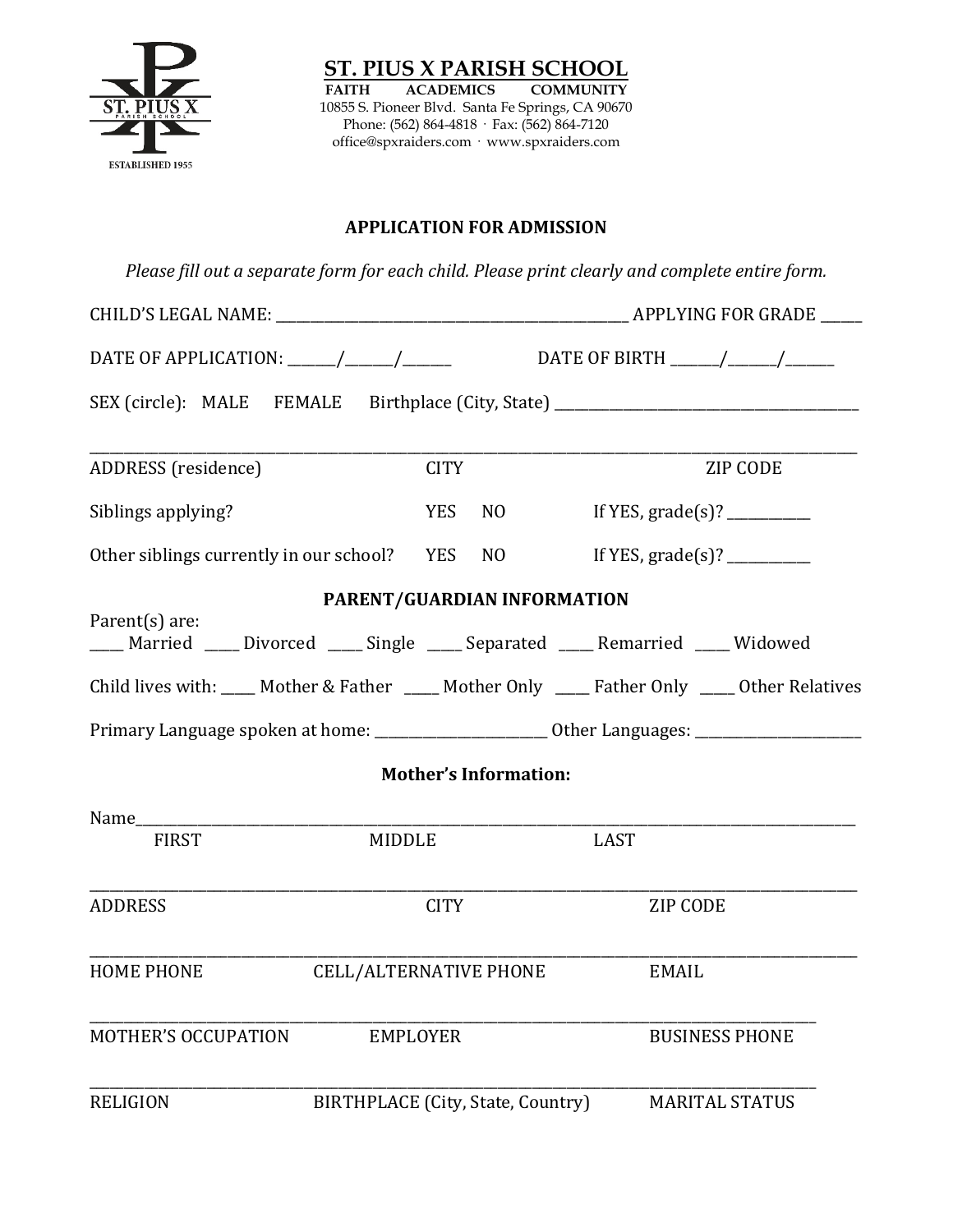# ST. PIUS X PARISH SCHOOL

**FAITH ACADEMICS COMMUNITY**

10855 S. Pioneer Blvd. Santa Fe Springs, CA 90670
Phone: (562) 864-4818 · Fax: (562) 864-7120
office@spxraiders.com · www.spxraiders.com

## APPLICATION FOR ADMISSION

*Please fill out a separate form for each child. Please print clearly and complete entire form.*

CHILD'S LEGAL NAME: ______________________________________________ APPLYING FOR GRADE _____

DATE OF APPLICATION: ______/______/______ DATE OF BIRTH ______/______/______

SEX (circle): MALE FEMALE Birthplace (City, State) ________________________________________

___________________________________________________________________________________________
ADDRESS (residence) CITY ZIP CODE

Siblings applying? YES NO If YES, grade(s)? __________

Other siblings currently in our school? YES NO If YES, grade(s)? __________

### PARENT/GUARDIAN INFORMATION

Parent(s) are:
____ Married ____ Divorced ____ Single ____ Separated ____ Remarried ____ Widowed

Child lives with: ____ Mother & Father ____ Mother Only ____ Father Only ____ Other Relatives

Primary Language spoken at home: ______________________ Other Languages: ______________________

### Mother's Information:

Name______________________________________________________________________________________
FIRST MIDDLE LAST

___________________________________________________________________________________________
ADDRESS CITY ZIP CODE

___________________________________________________________________________________________
HOME PHONE CELL/ALTERNATIVE PHONE EMAIL

___________________________________________________________________________________________
MOTHER'S OCCUPATION EMPLOYER BUSINESS PHONE

___________________________________________________________________________________________
RELIGION BIRTHPLACE (City, State, Country) MARITAL STATUS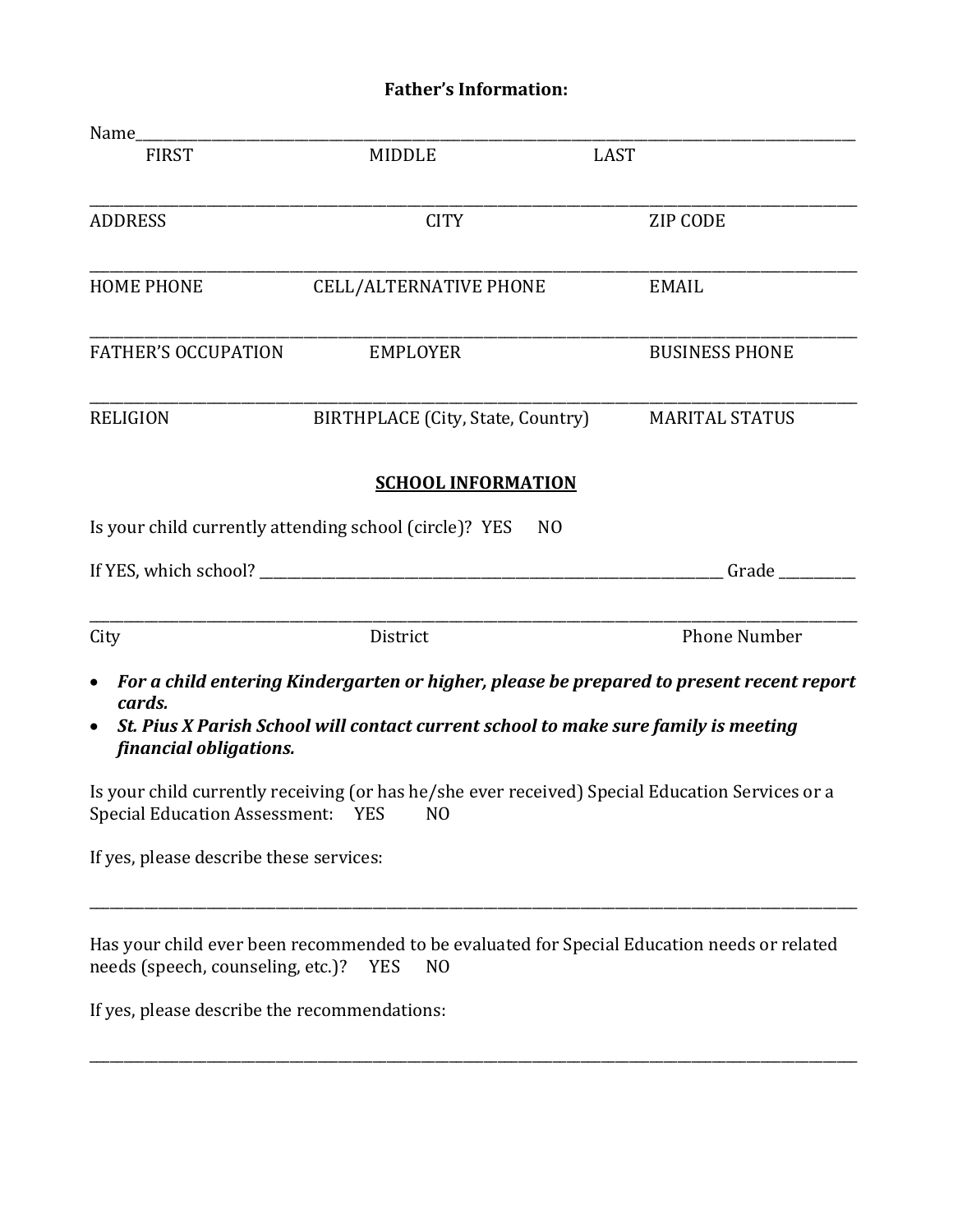**Father's Information:**

Name\_\_\_\_\_\_\_\_\_\_\_\_\_\_\_\_\_\_\_\_\_\_\_\_\_\_\_\_\_\_\_\_\_\_\_\_\_\_\_\_\_\_\_\_\_\_\_\_\_\_\_\_\_\_\_\_\_\_\_\_\_\_\_\_\_\_\_\_\_\_\_\_\_\_\_\_

FIRST MIDDLE LAST

\_\_\_\_\_\_\_\_\_\_\_\_\_\_\_\_\_\_\_\_\_\_\_\_\_\_\_\_\_\_\_\_\_\_\_\_\_\_\_\_\_\_\_\_\_\_\_\_\_\_\_\_\_\_\_\_\_\_\_\_\_\_\_\_\_\_\_\_\_\_\_\_\_\_\_\_\_\_\_\_

ADDRESS CITY ZIP CODE

\_\_\_\_\_\_\_\_\_\_\_\_\_\_\_\_\_\_\_\_\_\_\_\_\_\_\_\_\_\_\_\_\_\_\_\_\_\_\_\_\_\_\_\_\_\_\_\_\_\_\_\_\_\_\_\_\_\_\_\_\_\_\_\_\_\_\_\_\_\_\_\_\_\_\_\_\_\_\_\_

HOME PHONE CELL/ALTERNATIVE PHONE EMAIL

\_\_\_\_\_\_\_\_\_\_\_\_\_\_\_\_\_\_\_\_\_\_\_\_\_\_\_\_\_\_\_\_\_\_\_\_\_\_\_\_\_\_\_\_\_\_\_\_\_\_\_\_\_\_\_\_\_\_\_\_\_\_\_\_\_\_\_\_\_\_\_\_\_\_\_\_\_\_\_\_

FATHER'S OCCUPATION EMPLOYER BUSINESS PHONE

\_\_\_\_\_\_\_\_\_\_\_\_\_\_\_\_\_\_\_\_\_\_\_\_\_\_\_\_\_\_\_\_\_\_\_\_\_\_\_\_\_\_\_\_\_\_\_\_\_\_\_\_\_\_\_\_\_\_\_\_\_\_\_\_\_\_\_\_\_\_\_\_\_\_\_\_\_\_\_\_

RELIGION BIRTHPLACE (City, State, Country) MARITAL STATUS

**SCHOOL INFORMATION**

Is your child currently attending school (circle)? YES NO

If YES, which school? \_\_\_\_\_\_\_\_\_\_\_\_\_\_\_\_\_\_\_\_\_\_\_\_\_\_\_\_\_\_\_\_\_\_\_\_\_\_\_\_\_\_\_\_\_\_\_\_\_\_\_\_ Grade \_\_\_\_\_\_\_\_\_\_

\_\_\_\_\_\_\_\_\_\_\_\_\_\_\_\_\_\_\_\_\_\_\_\_\_\_\_\_\_\_\_\_\_\_\_\_\_\_\_\_\_\_\_\_\_\_\_\_\_\_\_\_\_\_\_\_\_\_\_\_\_\_\_\_\_\_\_\_\_\_\_\_\_\_\_\_\_\_\_\_

City District Phone Number

- ***For a child entering Kindergarten or higher, please be prepared to present recent report cards.***
- ***St. Pius X Parish School will contact current school to make sure family is meeting financial obligations.***

Is your child currently receiving (or has he/she ever received) Special Education Services or a Special Education Assessment: YES NO

If yes, please describe these services:

\_\_\_\_\_\_\_\_\_\_\_\_\_\_\_\_\_\_\_\_\_\_\_\_\_\_\_\_\_\_\_\_\_\_\_\_\_\_\_\_\_\_\_\_\_\_\_\_\_\_\_\_\_\_\_\_\_\_\_\_\_\_\_\_\_\_\_\_\_\_\_\_\_\_\_\_\_\_\_\_

Has your child ever been recommended to be evaluated for Special Education needs or related needs (speech, counseling, etc.)? YES NO

If yes, please describe the recommendations:

\_\_\_\_\_\_\_\_\_\_\_\_\_\_\_\_\_\_\_\_\_\_\_\_\_\_\_\_\_\_\_\_\_\_\_\_\_\_\_\_\_\_\_\_\_\_\_\_\_\_\_\_\_\_\_\_\_\_\_\_\_\_\_\_\_\_\_\_\_\_\_\_\_\_\_\_\_\_\_\_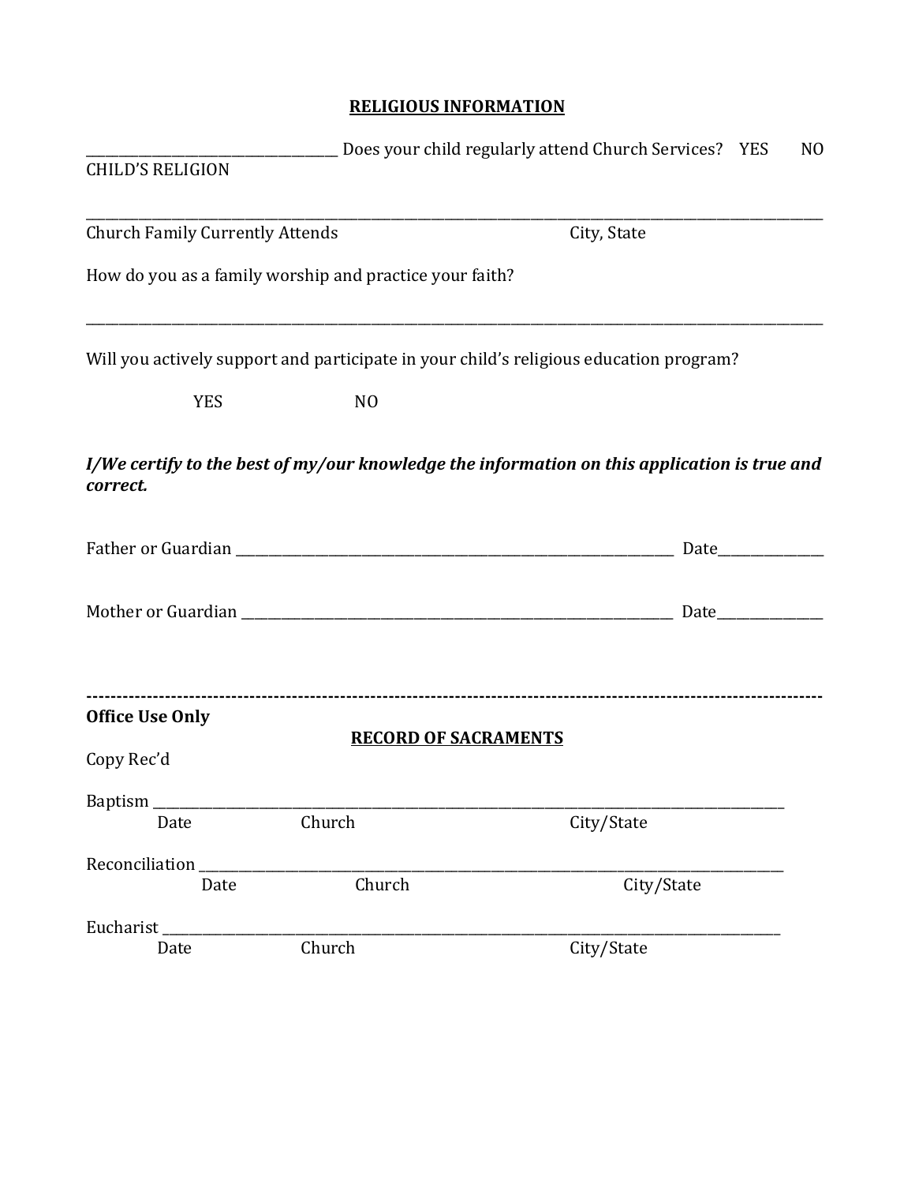## RELIGIOUS INFORMATION

_________________________ Does your child regularly attend Church Services? YES NO

CHILD'S RELIGION

_______________________________________________________________________________

Church Family Currently Attends City, State

How do you as a family worship and practice your faith?

_______________________________________________________________________________

Will you actively support and participate in your child's religious education program?

YES NO

***I/We certify to the best of my/our knowledge the information on this application is true and correct.***

Father or Guardian ______________________________________________ Date__________

Mother or Guardian _____________________________________________ Date__________

---

**Office Use Only**

## RECORD OF SACRAMENTS

Copy Rec'd

Baptism _______________________________________________________________

Date Church City/State

Reconciliation ___________________________________________________________

Date Church City/State

Eucharist _____________________________________________________________

Date Church City/State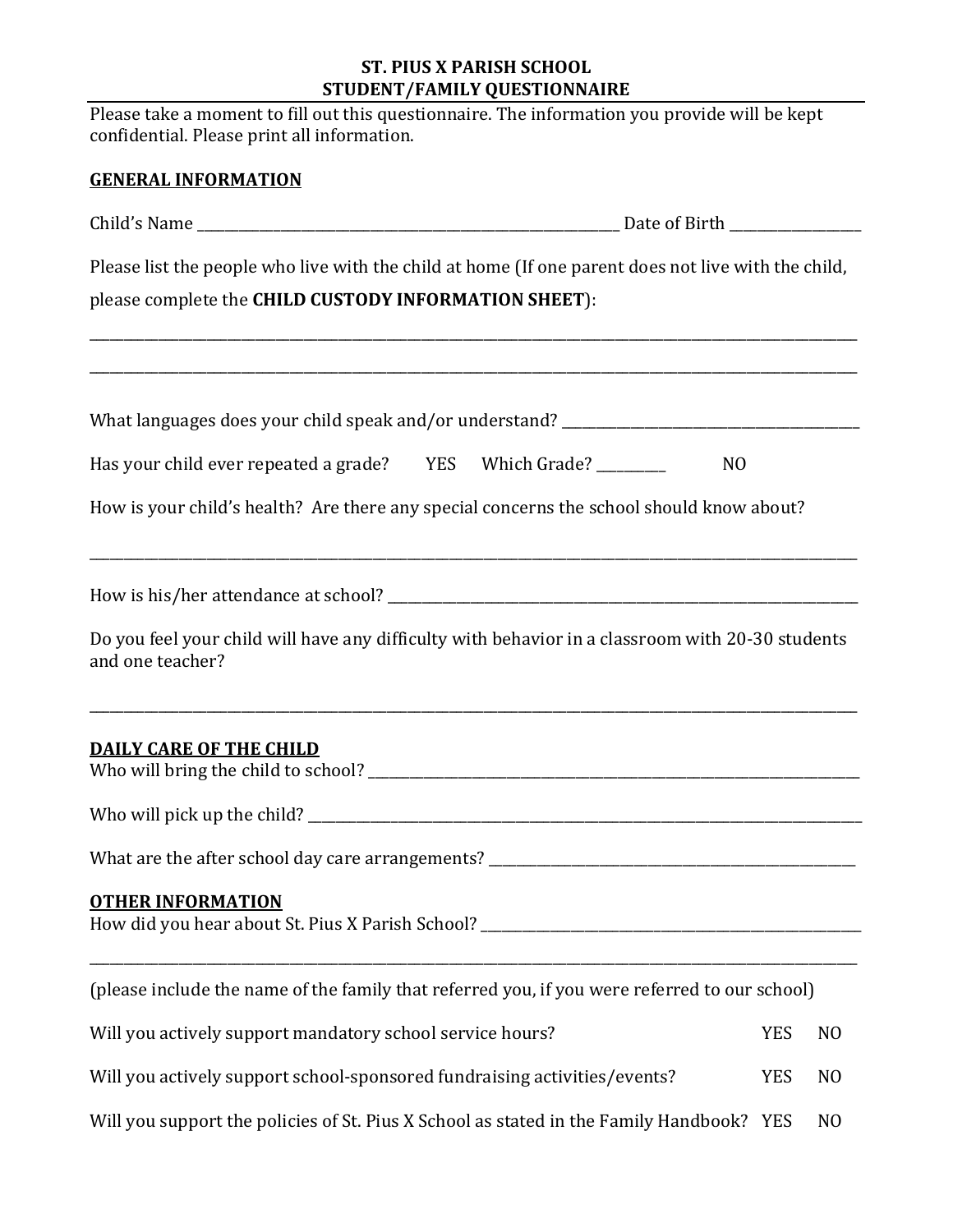# ST. PIUS X PARISH SCHOOL
## STUDENT/FAMILY QUESTIONNAIRE

Please take a moment to fill out this questionnaire. The information you provide will be kept confidential. Please print all information.

**GENERAL INFORMATION**

Child's Name ___________________________________________________________ Date of Birth __________________

Please list the people who live with the child at home (If one parent does not live with the child, please complete the **CHILD CUSTODY INFORMATION SHEET**):

_____________________________________________________________________________________________________

_____________________________________________________________________________________________________

What languages does your child speak and/or understand? ___________________________________________

Has your child ever repeated a grade? YES Which Grade? _________ NO

How is your child's health? Are there any special concerns the school should know about?

_____________________________________________________________________________________________________

How is his/her attendance at school? ________________________________________________________________

Do you feel your child will have any difficulty with behavior in a classroom with 20-30 students and one teacher?

_____________________________________________________________________________________________________

**DAILY CARE OF THE CHILD**

Who will bring the child to school? _________________________________________________________________

Who will pick up the child? _______________________________________________________________________

What are the after school day care arrangements? ____________________________________________________

**OTHER INFORMATION**

How did you hear about St. Pius X Parish School? ____________________________________________________

_____________________________________________________________________________________________________

(please include the name of the family that referred you, if you were referred to our school)

Will you actively support mandatory school service hours? YES NO

Will you actively support school-sponsored fundraising activities/events? YES NO

Will you support the policies of St. Pius X School as stated in the Family Handbook? YES NO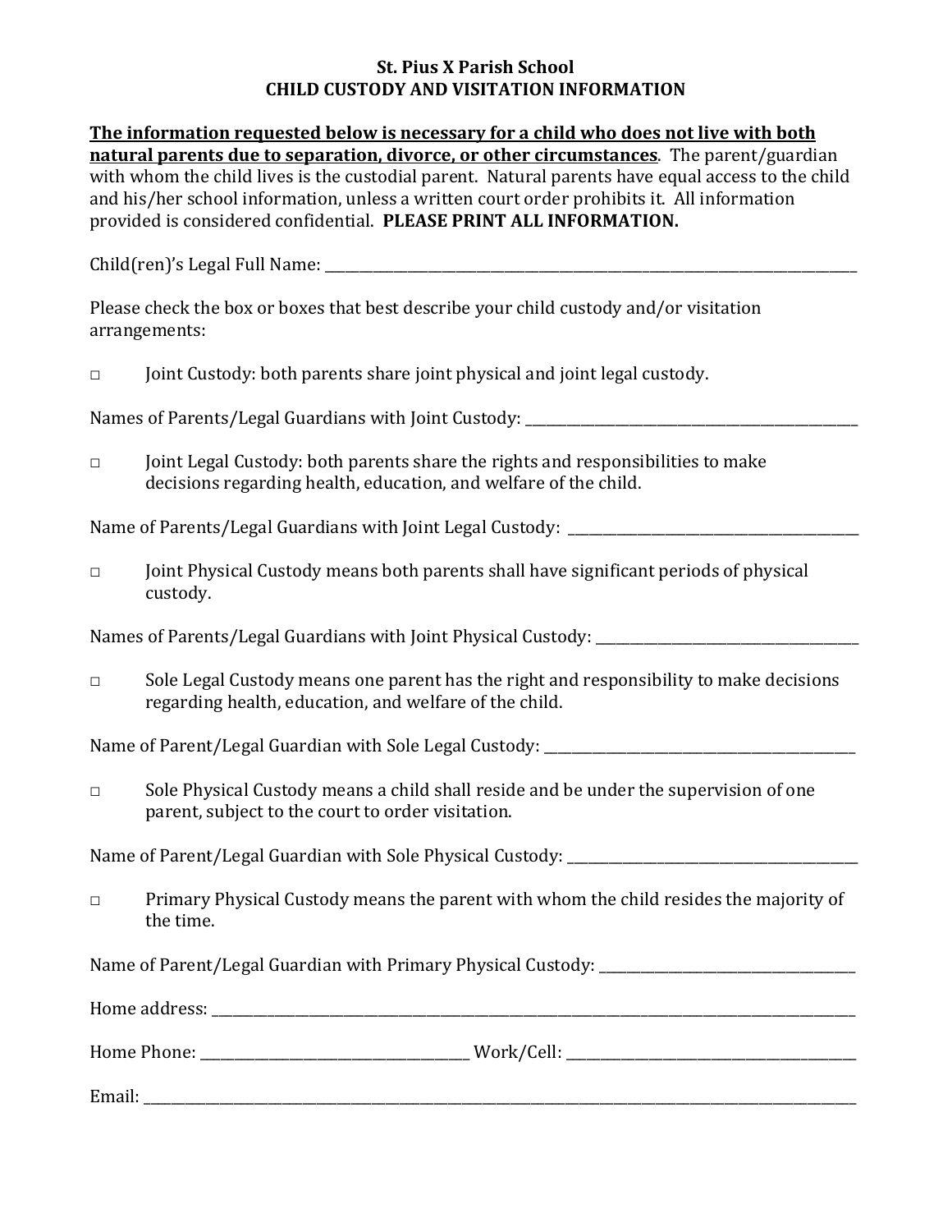**St. Pius X Parish School**
**CHILD CUSTODY AND VISITATION INFORMATION**

**The information requested below is necessary for a child who does not live with both natural parents due to separation, divorce, or other circumstances**. The parent/guardian with whom the child lives is the custodial parent. Natural parents have equal access to the child and his/her school information, unless a written court order prohibits it. All information provided is considered confidential. **PLEASE PRINT ALL INFORMATION.**

Child(ren)'s Legal Full Name: ______________________________________________

Please check the box or boxes that best describe your child custody and/or visitation arrangements:

□ Joint Custody: both parents share joint physical and joint legal custody.

Names of Parents/Legal Guardians with Joint Custody: ______________________________

□ Joint Legal Custody: both parents share the rights and responsibilities to make decisions regarding health, education, and welfare of the child.

Name of Parents/Legal Guardians with Joint Legal Custody: ___________________________

□ Joint Physical Custody means both parents shall have significant periods of physical custody.

Names of Parents/Legal Guardians with Joint Physical Custody: _________________________

□ Sole Legal Custody means one parent has the right and responsibility to make decisions regarding health, education, and welfare of the child.

Name of Parent/Legal Guardian with Sole Legal Custody: ____________________________

□ Sole Physical Custody means a child shall reside and be under the supervision of one parent, subject to the court to order visitation.

Name of Parent/Legal Guardian with Sole Physical Custody: __________________________

□ Primary Physical Custody means the parent with whom the child resides the majority of the time.

Name of Parent/Legal Guardian with Primary Physical Custody: ________________________

Home address: ______________________________________________________

Home Phone: ______________________ Work/Cell: ______________________

Email: ____________________________________________________________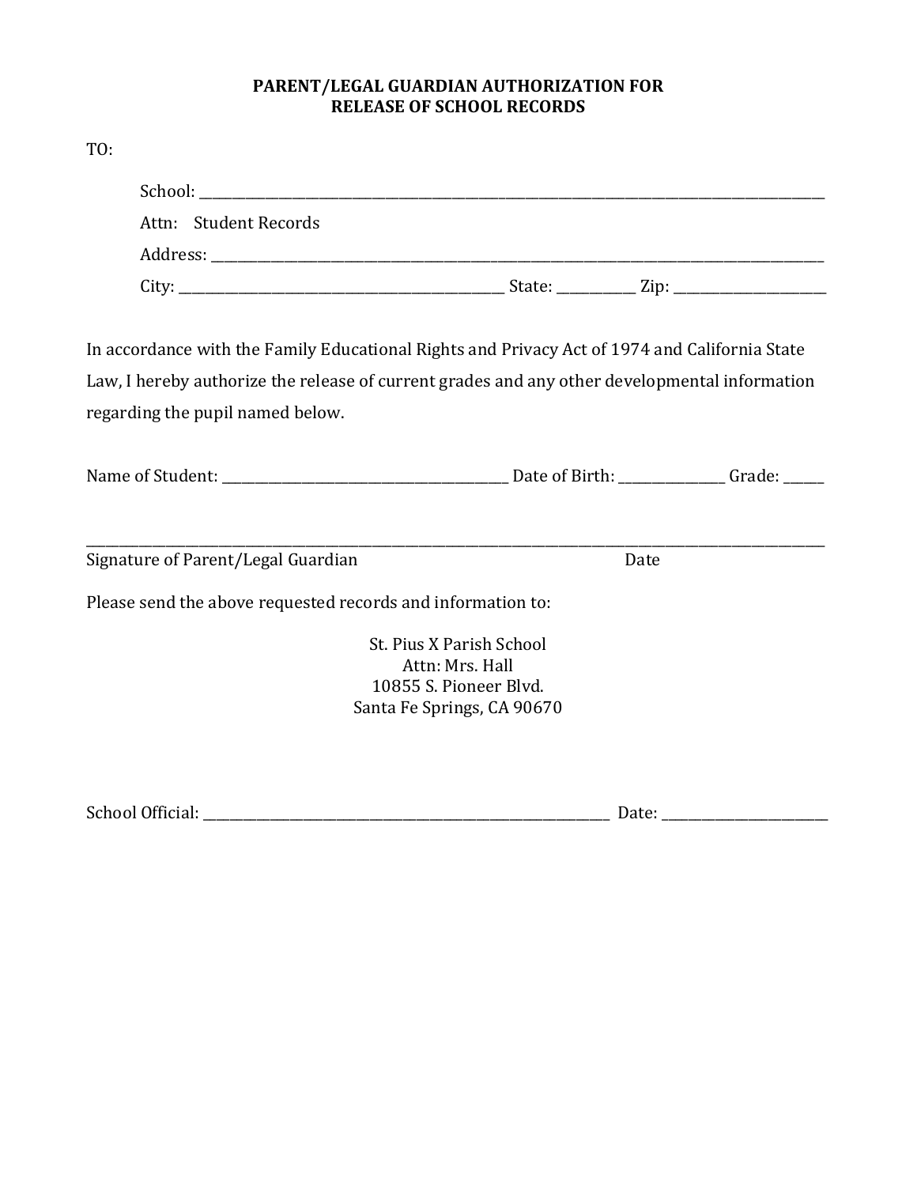# PARENT/LEGAL GUARDIAN AUTHORIZATION FOR RELEASE OF SCHOOL RECORDS

TO:

School: ______________________________________________

Attn: Student Records

Address: ______________________________________________

City: ______________________ State: __________ Zip: ______________

In accordance with the Family Educational Rights and Privacy Act of 1974 and California State Law, I hereby authorize the release of current grades and any other developmental information regarding the pupil named below.

Name of Student: ______________________ Date of Birth: __________ Grade: _____

______________________________________________

Signature of Parent/Legal Guardian                                        Date

Please send the above requested records and information to:

St. Pius X Parish School
Attn: Mrs. Hall
10855 S. Pioneer Blvd.
Santa Fe Springs, CA 90670

School Official: ______________________________ Date: ______________